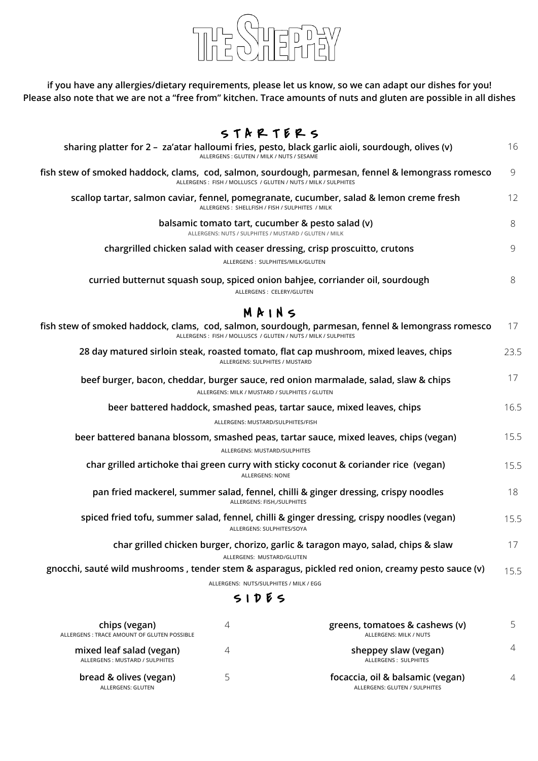# THE SHEPPEY

**if you have any allergies/dietary requirements, please let us know, so we can adapt our dishes for you!**
**Please also note that we are not a "free from" kitchen. Trace amounts of nuts and gluten are possible in all dishes**

## STARTERS

**sharing platter for 2 – za'atar halloumi fries, pesto, black garlic aioli, sourdough, olives (v)** 16
ALLERGENS : GLUTEN / MILK / NUTS / SESAME

**fish stew of smoked haddock, clams, cod, salmon, sourdough, parmesan, fennel & lemongrass romesco** 9
ALLERGENS : FISH / MOLLUSCS / GLUTEN / NUTS / MILK / SULPHITES

**scallop tartar, salmon caviar, fennel, pomegranate, cucumber, salad & lemon creme fresh** 12
ALLERGENS : SHELLFISH / FISH / SULPHITES / MILK

**balsamic tomato tart, cucumber & pesto salad (v)** 8
ALLERGENS: NUTS / SULPHITES / MUSTARD / GLUTEN / MILK

**chargrilled chicken salad with ceaser dressing, crisp proscuitto, crutons** 9
ALLERGENS : SULPHITES/MILK/GLUTEN

**curried butternut squash soup, spiced onion bahjee, corriander oil, sourdough** 8
ALLERGENS : CELERY/GLUTEN

## MAINS

**fish stew of smoked haddock, clams, cod, salmon, sourdough, parmesan, fennel & lemongrass romesco** 17
ALLERGENS : FISH / MOLLUSCS / GLUTEN / NUTS / MILK / SULPHITES

**28 day matured sirloin steak, roasted tomato, flat cap mushroom, mixed leaves, chips** 23.5
ALLERGENS: SULPHITES / MUSTARD

**beef burger, bacon, cheddar, burger sauce, red onion marmalade, salad, slaw & chips** 17
ALLERGENS: MILK / MUSTARD / SULPHITES / GLUTEN

**beer battered haddock, smashed peas, tartar sauce, mixed leaves, chips** 16.5
ALLERGENS: MUSTARD/SULPHITES/FISH

**beer battered banana blossom, smashed peas, tartar sauce, mixed leaves, chips (vegan)** 15.5
ALLERGENS: MUSTARD/SULPHITES

**char grilled artichoke thai green curry with sticky coconut & coriander rice (vegan)** 15.5
ALLERGENS: NONE

**pan fried mackerel, summer salad, fennel, chilli & ginger dressing, crispy noodles** 18
ALLERGENS: FISH,/SULPHITES

**spiced fried tofu, summer salad, fennel, chilli & ginger dressing, crispy noodles (vegan)** 15.5
ALLERGENS: SULPHITES/SOYA

**char grilled chicken burger, chorizo, garlic & taragon mayo, salad, chips & slaw** 17
ALLERGENS: MUSTARD/GLUTEN

**gnocchi, sauté wild mushrooms , tender stem & asparagus, pickled red onion, creamy pesto sauce (v)** 15.5
ALLERGENS: NUTS/SULPHITES / MILK / EGG

## SIDES

**chips (vegan)** 4
ALLERGENS : TRACE AMOUNT OF GLUTEN POSSIBLE

**mixed leaf salad (vegan)** 4
ALLERGENS : MUSTARD / SULPHITES

**bread & olives (vegan)** 5
ALLERGENS: GLUTEN

**greens, tomatoes & cashews (v)** 5
ALLERGENS: MILK / NUTS

**sheppey slaw (vegan)** 4
ALLERGENS : SULPHITES

**focaccia, oil & balsamic (vegan)** 4
ALLERGENS: GLUTEN / SULPHITES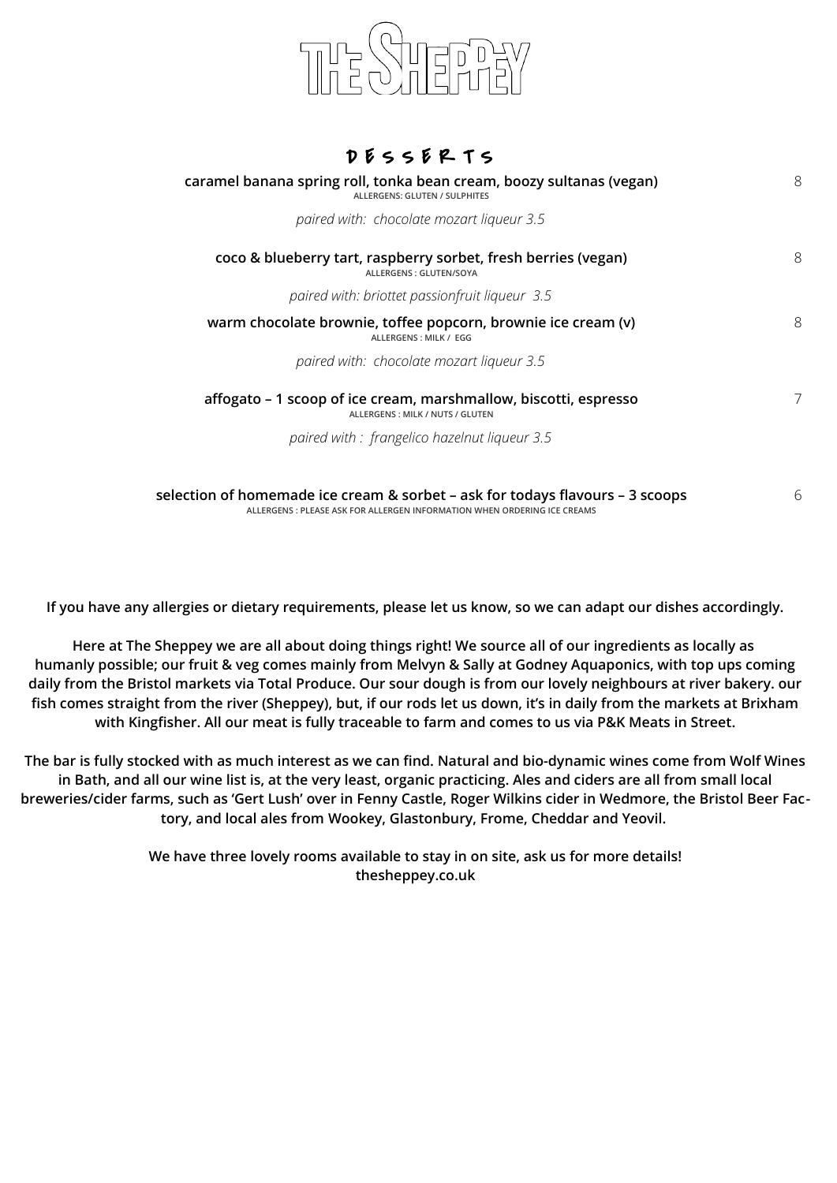# THE SHEPPEY

## DESSERTS

**caramel banana spring roll, tonka bean cream, boozy sultanas (vegan)** 8
ALLERGENS: GLUTEN / SULPHITES

*paired with: chocolate mozart liqueur 3.5*

**coco & blueberry tart, raspberry sorbet, fresh berries (vegan)** 8
ALLERGENS : GLUTEN/SOYA

*paired with: briottet passionfruit liqueur 3.5*

**warm chocolate brownie, toffee popcorn, brownie ice cream (v)** 8
ALLERGENS : MILK / EGG

*paired with: chocolate mozart liqueur 3.5*

**affogato – 1 scoop of ice cream, marshmallow, biscotti, espresso** 7
ALLERGENS : MILK / NUTS / GLUTEN

*paired with : frangelico hazelnut liqueur 3.5*

**selection of homemade ice cream & sorbet – ask for todays flavours – 3 scoops** 6
ALLERGENS : PLEASE ASK FOR ALLERGEN INFORMATION WHEN ORDERING ICE CREAMS

**If you have any allergies or dietary requirements, please let us know, so we can adapt our dishes accordingly.**

**Here at The Sheppey we are all about doing things right! We source all of our ingredients as locally as humanly possible; our fruit & veg comes mainly from Melvyn & Sally at Godney Aquaponics, with top ups coming daily from the Bristol markets via Total Produce. Our sour dough is from our lovely neighbours at river bakery. our fish comes straight from the river (Sheppey), but, if our rods let us down, it's in daily from the markets at Brixham with Kingfisher. All our meat is fully traceable to farm and comes to us via P&K Meats in Street.**

**The bar is fully stocked with as much interest as we can find. Natural and bio-dynamic wines come from Wolf Wines in Bath, and all our wine list is, at the very least, organic practicing. Ales and ciders are all from small local breweries/cider farms, such as 'Gert Lush' over in Fenny Castle, Roger Wilkins cider in Wedmore, the Bristol Beer Factory, and local ales from Wookey, Glastonbury, Frome, Cheddar and Yeovil.**

**We have three lovely rooms available to stay in on site, ask us for more details!**
**thesheppey.co.uk**